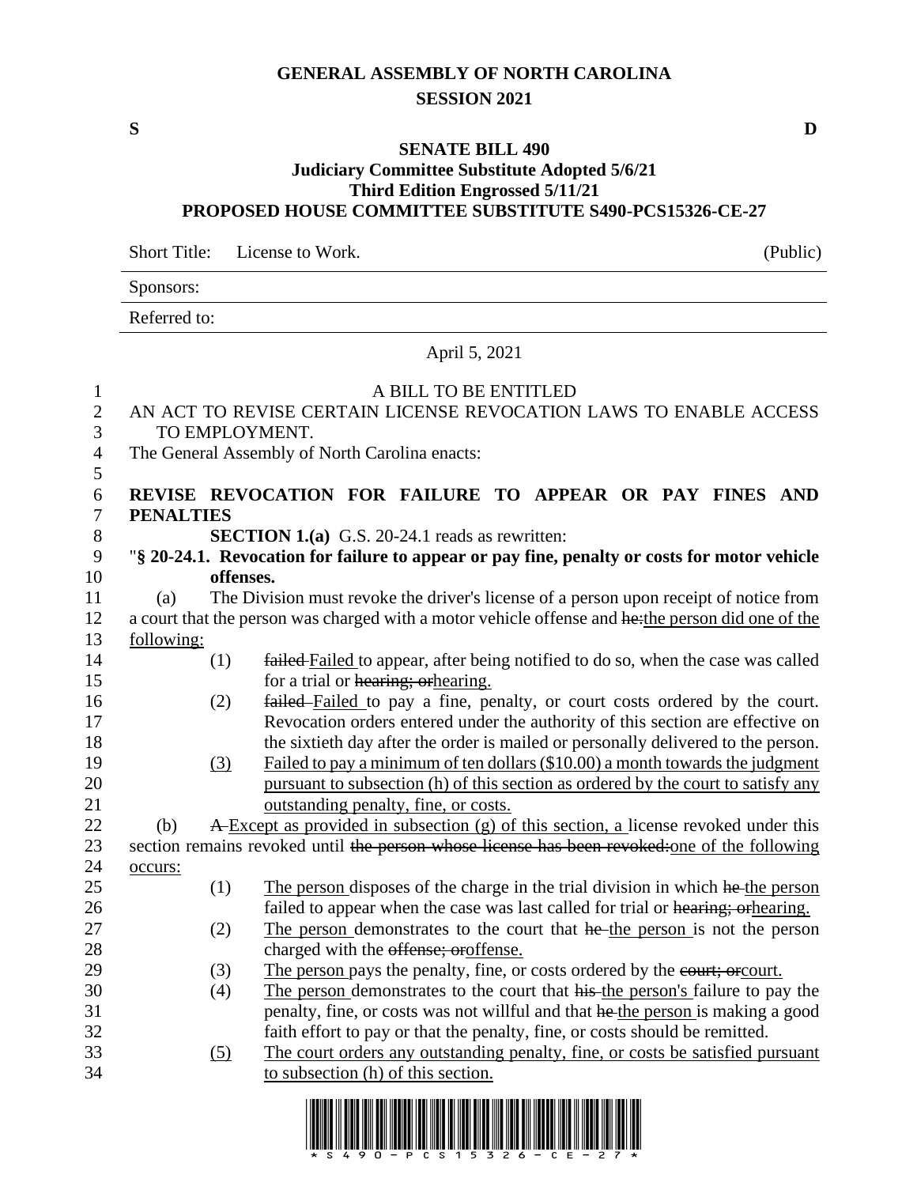# GENERAL ASSEMBLY OF NORTH CAROLINA
## SESSION 2021

**S** **D**

## SENATE BILL 490
### Judiciary Committee Substitute Adopted 5/6/21
### Third Edition Engrossed 5/11/21
### PROPOSED HOUSE COMMITTEE SUBSTITUTE S490-PCS15326-CE-27

Short Title: License to Work. (Public)

Sponsors:

Referred to:

April 5, 2021

A BILL TO BE ENTITLED

AN ACT TO REVISE CERTAIN LICENSE REVOCATION LAWS TO ENABLE ACCESS TO EMPLOYMENT.

The General Assembly of North Carolina enacts:

**REVISE REVOCATION FOR FAILURE TO APPEAR OR PAY FINES AND PENALTIES**

**SECTION 1.(a)** G.S. 20-24.1 reads as rewritten:

"**§ 20-24.1. Revocation for failure to appear or pay fine, penalty or costs for motor vehicle offenses.**

(a) The Division must revoke the driver's license of a person upon receipt of notice from a court that the person was charged with a motor vehicle offense and ~~he:~~the person did one of the following:

(1) ~~failed~~ Failed to appear, after being notified to do so, when the case was called for a trial or ~~hearing; or~~hearing.

(2) ~~failed~~ Failed to pay a fine, penalty, or court costs ordered by the court. Revocation orders entered under the authority of this section are effective on the sixtieth day after the order is mailed or personally delivered to the person.

(3) Failed to pay a minimum of ten dollars ($10.00) a month towards the judgment pursuant to subsection (h) of this section as ordered by the court to satisfy any outstanding penalty, fine, or costs.

(b) ~~A~~ Except as provided in subsection (g) of this section, a license revoked under this section remains revoked until ~~the person whose license has been revoked:~~one of the following occurs:

(1) The person disposes of the charge in the trial division in which ~~he~~ the person failed to appear when the case was last called for trial or ~~hearing; or~~hearing.

(2) The person demonstrates to the court that ~~he~~ the person is not the person charged with the ~~offense; or~~offense.

(3) The person pays the penalty, fine, or costs ordered by the ~~court; or~~court.

(4) The person demonstrates to the court that ~~his~~ the person's failure to pay the penalty, fine, or costs was not willful and that ~~he~~ the person is making a good faith effort to pay or that the penalty, fine, or costs should be remitted.

(5) The court orders any outstanding penalty, fine, or costs be satisfied pursuant to subsection (h) of this section.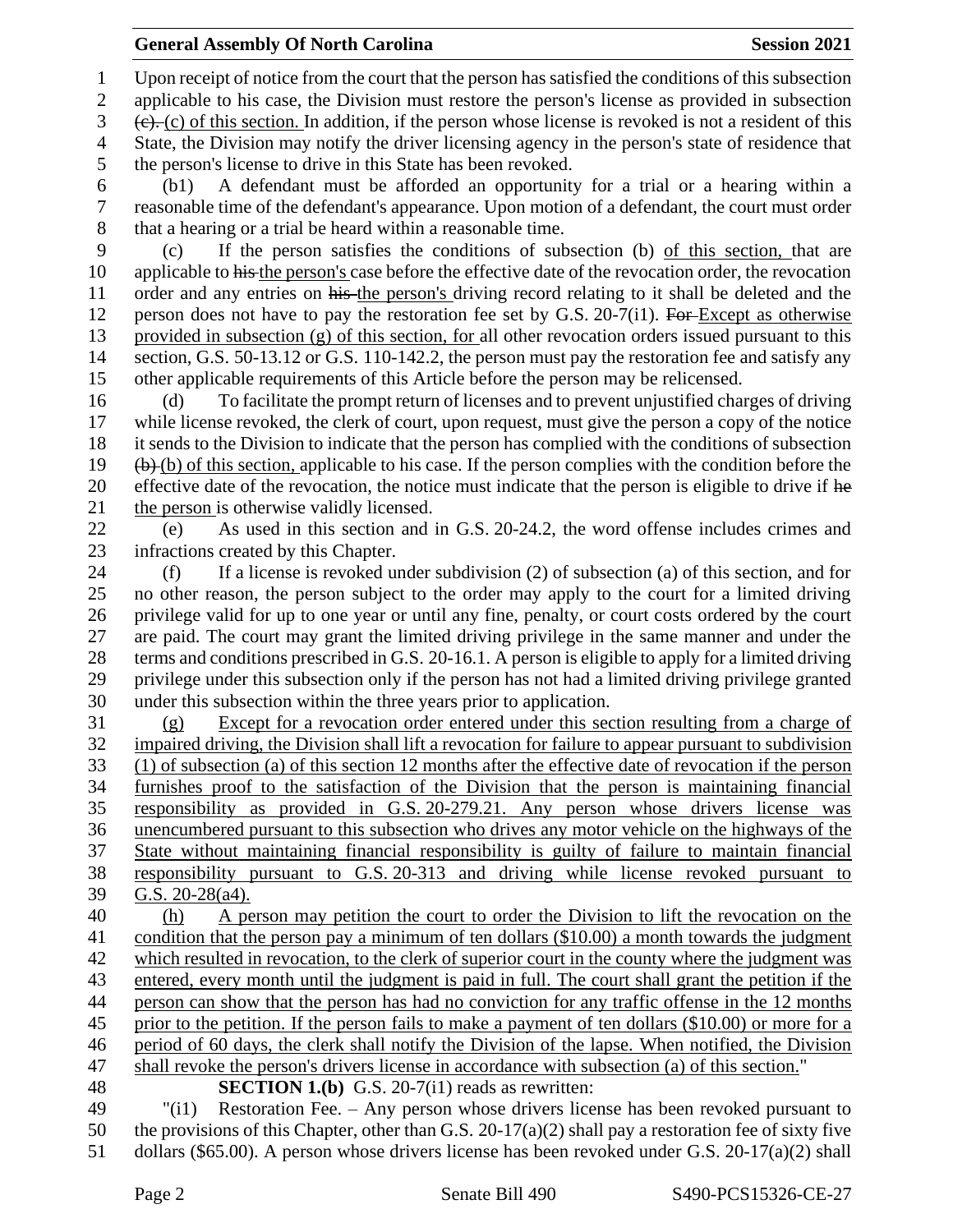Upon receipt of notice from the court that the person has satisfied the conditions of this subsection applicable to his case, the Division must restore the person's license as provided in subsection ~~(c).~~ (c) of this section. In addition, if the person whose license is revoked is not a resident of this State, the Division may notify the driver licensing agency in the person's state of residence that the person's license to drive in this State has been revoked.

(b1) A defendant must be afforded an opportunity for a trial or a hearing within a reasonable time of the defendant's appearance. Upon motion of a defendant, the court must order that a hearing or a trial be heard within a reasonable time.

(c) If the person satisfies the conditions of subsection (b) of this section, that are applicable to ~~his~~ the person's case before the effective date of the revocation order, the revocation order and any entries on ~~his~~ the person's driving record relating to it shall be deleted and the person does not have to pay the restoration fee set by G.S. 20-7(i1). ~~For~~ Except as otherwise provided in subsection (g) of this section, for all other revocation orders issued pursuant to this section, G.S. 50-13.12 or G.S. 110-142.2, the person must pay the restoration fee and satisfy any other applicable requirements of this Article before the person may be relicensed.

(d) To facilitate the prompt return of licenses and to prevent unjustified charges of driving while license revoked, the clerk of court, upon request, must give the person a copy of the notice it sends to the Division to indicate that the person has complied with the conditions of subsection ~~(b)~~ (b) of this section, applicable to his case. If the person complies with the condition before the effective date of the revocation, the notice must indicate that the person is eligible to drive if ~~he~~ the person is otherwise validly licensed.

(e) As used in this section and in G.S. 20-24.2, the word offense includes crimes and infractions created by this Chapter.

(f) If a license is revoked under subdivision (2) of subsection (a) of this section, and for no other reason, the person subject to the order may apply to the court for a limited driving privilege valid for up to one year or until any fine, penalty, or court costs ordered by the court are paid. The court may grant the limited driving privilege in the same manner and under the terms and conditions prescribed in G.S. 20-16.1. A person is eligible to apply for a limited driving privilege under this subsection only if the person has not had a limited driving privilege granted under this subsection within the three years prior to application.

(g) Except for a revocation order entered under this section resulting from a charge of impaired driving, the Division shall lift a revocation for failure to appear pursuant to subdivision (1) of subsection (a) of this section 12 months after the effective date of revocation if the person furnishes proof to the satisfaction of the Division that the person is maintaining financial responsibility as provided in G.S. 20-279.21. Any person whose drivers license was unencumbered pursuant to this subsection who drives any motor vehicle on the highways of the State without maintaining financial responsibility is guilty of failure to maintain financial responsibility pursuant to G.S. 20-313 and driving while license revoked pursuant to G.S. 20-28(a4).

(h) A person may petition the court to order the Division to lift the revocation on the condition that the person pay a minimum of ten dollars ($10.00) a month towards the judgment which resulted in revocation, to the clerk of superior court in the county where the judgment was entered, every month until the judgment is paid in full. The court shall grant the petition if the person can show that the person has had no conviction for any traffic offense in the 12 months prior to the petition. If the person fails to make a payment of ten dollars ($10.00) or more for a period of 60 days, the clerk shall notify the Division of the lapse. When notified, the Division shall revoke the person's drivers license in accordance with subsection (a) of this section."

**SECTION 1.(b)** G.S. 20-7(i1) reads as rewritten:

"(i1) Restoration Fee. – Any person whose drivers license has been revoked pursuant to the provisions of this Chapter, other than G.S. 20-17(a)(2) shall pay a restoration fee of sixty five dollars ($65.00). A person whose drivers license has been revoked under G.S. 20-17(a)(2) shall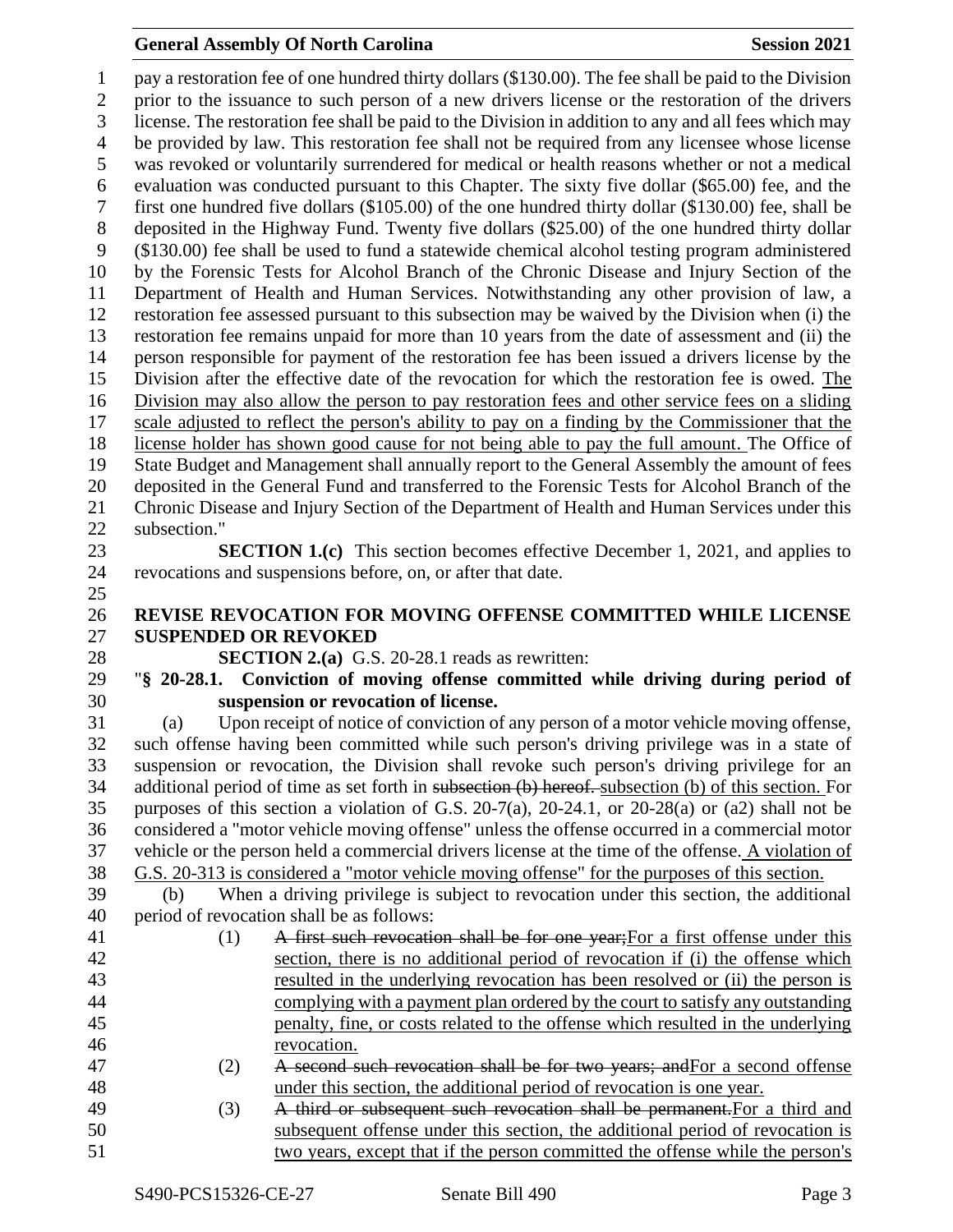pay a restoration fee of one hundred thirty dollars ($130.00). The fee shall be paid to the Division prior to the issuance to such person of a new drivers license or the restoration of the drivers license. The restoration fee shall be paid to the Division in addition to any and all fees which may be provided by law. This restoration fee shall not be required from any licensee whose license was revoked or voluntarily surrendered for medical or health reasons whether or not a medical evaluation was conducted pursuant to this Chapter. The sixty five dollar ($65.00) fee, and the first one hundred five dollars ($105.00) of the one hundred thirty dollar ($130.00) fee, shall be deposited in the Highway Fund. Twenty five dollars ($25.00) of the one hundred thirty dollar ($130.00) fee shall be used to fund a statewide chemical alcohol testing program administered by the Forensic Tests for Alcohol Branch of the Chronic Disease and Injury Section of the Department of Health and Human Services. Notwithstanding any other provision of law, a restoration fee assessed pursuant to this subsection may be waived by the Division when (i) the restoration fee remains unpaid for more than 10 years from the date of assessment and (ii) the person responsible for payment of the restoration fee has been issued a drivers license by the Division after the effective date of the revocation for which the restoration fee is owed. The Division may also allow the person to pay restoration fees and other service fees on a sliding scale adjusted to reflect the person's ability to pay on a finding by the Commissioner that the license holder has shown good cause for not being able to pay the full amount. The Office of State Budget and Management shall annually report to the General Assembly the amount of fees deposited in the General Fund and transferred to the Forensic Tests for Alcohol Branch of the Chronic Disease and Injury Section of the Department of Health and Human Services under this subsection."

**SECTION 1.(c)** This section becomes effective December 1, 2021, and applies to revocations and suspensions before, on, or after that date.

**REVISE REVOCATION FOR MOVING OFFENSE COMMITTED WHILE LICENSE SUSPENDED OR REVOKED**

**SECTION 2.(a)** G.S. 20-28.1 reads as rewritten:

"**§ 20-28.1. Conviction of moving offense committed while driving during period of suspension or revocation of license.**

(a) Upon receipt of notice of conviction of any person of a motor vehicle moving offense, such offense having been committed while such person's driving privilege was in a state of suspension or revocation, the Division shall revoke such person's driving privilege for an additional period of time as set forth in ~~subsection (b) hereof.~~ subsection (b) of this section. For purposes of this section a violation of G.S. 20-7(a), 20-24.1, or 20-28(a) or (a2) shall not be considered a "motor vehicle moving offense" unless the offense occurred in a commercial motor vehicle or the person held a commercial drivers license at the time of the offense. A violation of G.S. 20-313 is considered a "motor vehicle moving offense" for the purposes of this section.

(b) When a driving privilege is subject to revocation under this section, the additional period of revocation shall be as follows:

(1) ~~A first such revocation shall be for one year;~~For a first offense under this section, there is no additional period of revocation if (i) the offense which resulted in the underlying revocation has been resolved or (ii) the person is complying with a payment plan ordered by the court to satisfy any outstanding penalty, fine, or costs related to the offense which resulted in the underlying revocation.

(2) ~~A second such revocation shall be for two years; and~~For a second offense under this section, the additional period of revocation is one year.

(3) ~~A third or subsequent such revocation shall be permanent.~~For a third and subsequent offense under this section, the additional period of revocation is two years, except that if the person committed the offense while the person's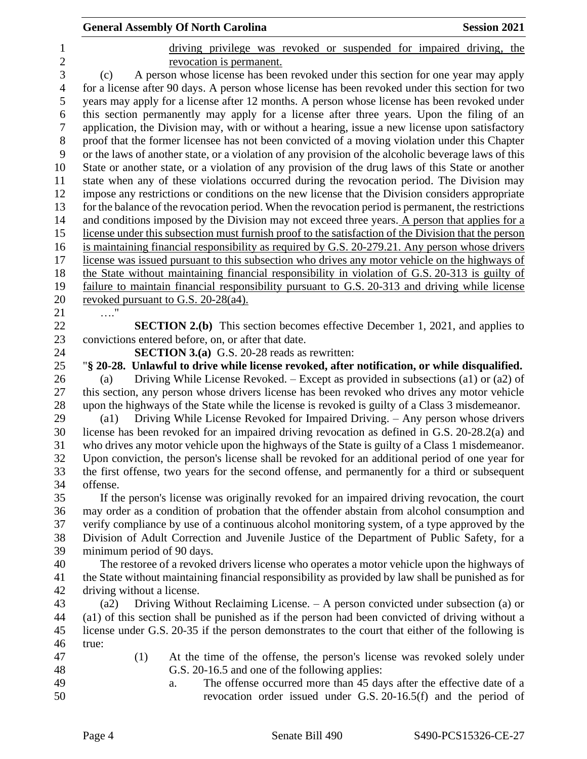driving privilege was revoked or suspended for impaired driving, the revocation is permanent.

(c) A person whose license has been revoked under this section for one year may apply for a license after 90 days. A person whose license has been revoked under this section for two years may apply for a license after 12 months. A person whose license has been revoked under this section permanently may apply for a license after three years. Upon the filing of an application, the Division may, with or without a hearing, issue a new license upon satisfactory proof that the former licensee has not been convicted of a moving violation under this Chapter or the laws of another state, or a violation of any provision of the alcoholic beverage laws of this State or another state, or a violation of any provision of the drug laws of this State or another state when any of these violations occurred during the revocation period. The Division may impose any restrictions or conditions on the new license that the Division considers appropriate for the balance of the revocation period. When the revocation period is permanent, the restrictions and conditions imposed by the Division may not exceed three years. A person that applies for a license under this subsection must furnish proof to the satisfaction of the Division that the person is maintaining financial responsibility as required by G.S. 20-279.21. Any person whose drivers license was issued pursuant to this subsection who drives any motor vehicle on the highways of the State without maintaining financial responsibility in violation of G.S. 20-313 is guilty of failure to maintain financial responsibility pursuant to G.S. 20-313 and driving while license revoked pursuant to G.S. 20-28(a4).

…."

**SECTION 2.(b)** This section becomes effective December 1, 2021, and applies to convictions entered before, on, or after that date.

**SECTION 3.(a)** G.S. 20-28 reads as rewritten:

"**§ 20-28. Unlawful to drive while license revoked, after notification, or while disqualified.**

(a) Driving While License Revoked. – Except as provided in subsections (a1) or (a2) of this section, any person whose drivers license has been revoked who drives any motor vehicle upon the highways of the State while the license is revoked is guilty of a Class 3 misdemeanor.

(a1) Driving While License Revoked for Impaired Driving. – Any person whose drivers license has been revoked for an impaired driving revocation as defined in G.S. 20-28.2(a) and who drives any motor vehicle upon the highways of the State is guilty of a Class 1 misdemeanor. Upon conviction, the person's license shall be revoked for an additional period of one year for the first offense, two years for the second offense, and permanently for a third or subsequent offense.

If the person's license was originally revoked for an impaired driving revocation, the court may order as a condition of probation that the offender abstain from alcohol consumption and verify compliance by use of a continuous alcohol monitoring system, of a type approved by the Division of Adult Correction and Juvenile Justice of the Department of Public Safety, for a minimum period of 90 days.

The restoree of a revoked drivers license who operates a motor vehicle upon the highways of the State without maintaining financial responsibility as provided by law shall be punished as for driving without a license.

(a2) Driving Without Reclaiming License. – A person convicted under subsection (a) or (a1) of this section shall be punished as if the person had been convicted of driving without a license under G.S. 20-35 if the person demonstrates to the court that either of the following is true:

(1) At the time of the offense, the person's license was revoked solely under G.S. 20-16.5 and one of the following applies:

a. The offense occurred more than 45 days after the effective date of a revocation order issued under G.S. 20-16.5(f) and the period of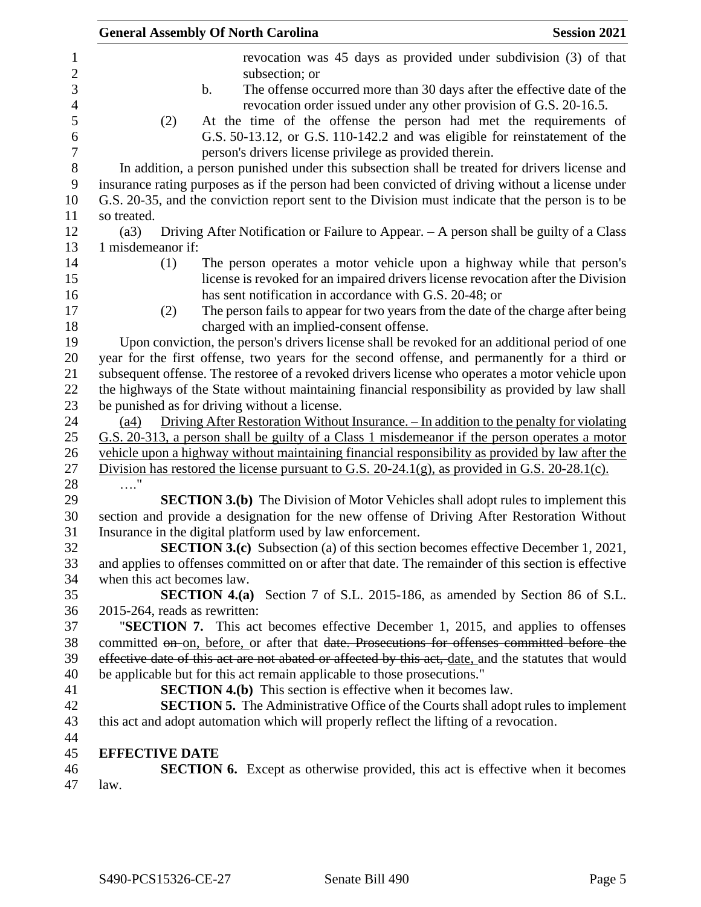revocation was 45 days as provided under subdivision (3) of that subsection; or

b. The offense occurred more than 30 days after the effective date of the revocation order issued under any other provision of G.S. 20-16.5.

(2) At the time of the offense the person had met the requirements of G.S. 50-13.12, or G.S. 110-142.2 and was eligible for reinstatement of the person's drivers license privilege as provided therein.

In addition, a person punished under this subsection shall be treated for drivers license and insurance rating purposes as if the person had been convicted of driving without a license under G.S. 20-35, and the conviction report sent to the Division must indicate that the person is to be so treated.

(a3) Driving After Notification or Failure to Appear. – A person shall be guilty of a Class 1 misdemeanor if:

(1) The person operates a motor vehicle upon a highway while that person's license is revoked for an impaired drivers license revocation after the Division has sent notification in accordance with G.S. 20-48; or

(2) The person fails to appear for two years from the date of the charge after being charged with an implied-consent offense.

Upon conviction, the person's drivers license shall be revoked for an additional period of one year for the first offense, two years for the second offense, and permanently for a third or subsequent offense. The restoree of a revoked drivers license who operates a motor vehicle upon the highways of the State without maintaining financial responsibility as provided by law shall be punished as for driving without a license.

<u>(a4) Driving After Restoration Without Insurance. – In addition to the penalty for violating G.S. 20-313, a person shall be guilty of a Class 1 misdemeanor if the person operates a motor vehicle upon a highway without maintaining financial responsibility as provided by law after the Division has restored the license pursuant to G.S. 20-24.1(g), as provided in G.S. 20-28.1(c).</u>

…."

**SECTION 3.(b)** The Division of Motor Vehicles shall adopt rules to implement this section and provide a designation for the new offense of Driving After Restoration Without Insurance in the digital platform used by law enforcement.

**SECTION 3.(c)** Subsection (a) of this section becomes effective December 1, 2021, and applies to offenses committed on or after that date. The remainder of this section is effective when this act becomes law.

**SECTION 4.(a)** Section 7 of S.L. 2015-186, as amended by Section 86 of S.L. 2015-264, reads as rewritten:

"**SECTION 7.** This act becomes effective December 1, 2015, and applies to offenses committed ~~on~~ <u>on, before,</u> or after that ~~date. Prosecutions for offenses committed before the effective date of this act are not abated or affected by this act,~~ <u>date,</u> and the statutes that would be applicable but for this act remain applicable to those prosecutions."

**SECTION 4.(b)** This section is effective when it becomes law.

**SECTION 5.** The Administrative Office of the Courts shall adopt rules to implement this act and adopt automation which will properly reflect the lifting of a revocation.

## EFFECTIVE DATE

**SECTION 6.** Except as otherwise provided, this act is effective when it becomes law.